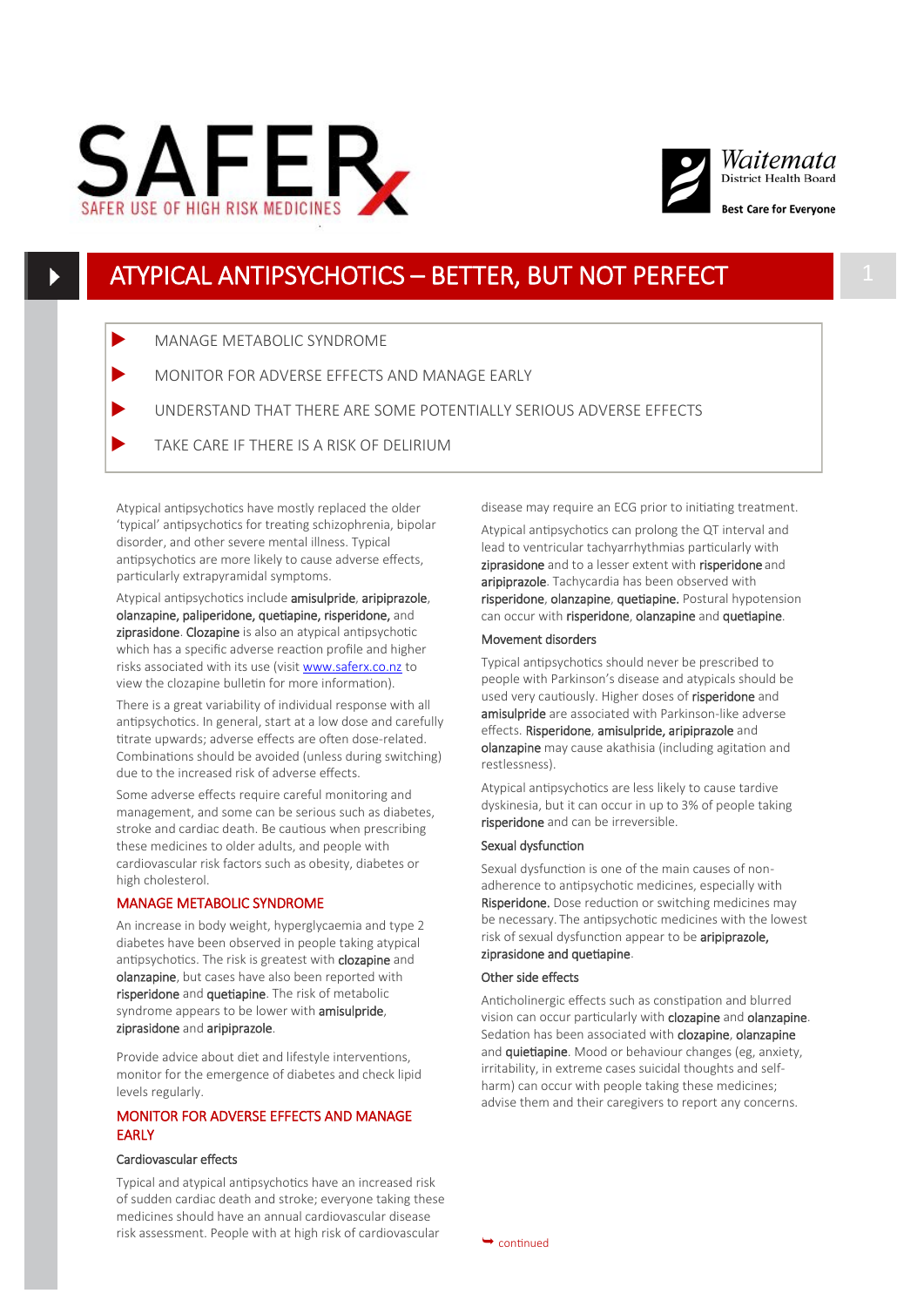# SAFER

SAFER USE OF HIGH RISK MEDICINES

Waitemata District Health Board

Best Care for Everyone

## ATYPICAL ANTIPSYCHOTICS – BETTER, BUT NOT PERFECT

- MANAGE METABOLIC SYNDROME
- MONITOR FOR ADVERSE EFFECTS AND MANAGE EARLY
- UNDERSTAND THAT THERE ARE SOME POTENTIALLY SERIOUS ADVERSE EFFECTS
- TAKE CARE IF THERE IS A RISK OF DELIRIUM

Atypical antipsychotics have mostly replaced the older 'typical' antipsychotics for treating schizophrenia, bipolar disorder, and other severe mental illness. Typical antipsychotics are more likely to cause adverse effects, particularly extrapyramidal symptoms.

Atypical antipsychotics include **amisulpride**, **aripiprazole**, **olanzapine, paliperidone, quetiapine, risperidone,** and **ziprasidone**. **Clozapine** is also an atypical antipsychotic which has a specific adverse reaction profile and higher risks associated with its use (visit www.saferx.co.nz to view the clozapine bulletin for more information).

There is a great variability of individual response with all antipsychotics. In general, start at a low dose and carefully titrate upwards; adverse effects are often dose-related. Combinations should be avoided (unless during switching) due to the increased risk of adverse effects.

Some adverse effects require careful monitoring and management, and some can be serious such as diabetes, stroke and cardiac death. Be cautious when prescribing these medicines to older adults, and people with cardiovascular risk factors such as obesity, diabetes or high cholesterol.

### MANAGE METABOLIC SYNDROME

An increase in body weight, hyperglycaemia and type 2 diabetes have been observed in people taking atypical antipsychotics. The risk is greatest with **clozapine** and **olanzapine**, but cases have also been reported with **risperidone** and **quetiapine**. The risk of metabolic syndrome appears to be lower with **amisulpride**, **ziprasidone** and **aripiprazole**.

Provide advice about diet and lifestyle interventions, monitor for the emergence of diabetes and check lipid levels regularly.

### MONITOR FOR ADVERSE EFFECTS AND MANAGE EARLY

#### Cardiovascular effects

Typical and atypical antipsychotics have an increased risk of sudden cardiac death and stroke; everyone taking these medicines should have an annual cardiovascular disease risk assessment. People with at high risk of cardiovascular disease may require an ECG prior to initiating treatment.

Atypical antipsychotics can prolong the QT interval and lead to ventricular tachyarrhythmias particularly with **ziprasidone** and to a lesser extent with **risperidone** and **aripiprazole**. Tachycardia has been observed with **risperidone**, **olanzapine**, **quetiapine.** Postural hypotension can occur with **risperidone**, **olanzapine** and **quetiapine**.

#### Movement disorders

Typical antipsychotics should never be prescribed to people with Parkinson's disease and atypicals should be used very cautiously. Higher doses of **risperidone** and **amisulpride** are associated with Parkinson-like adverse effects. **Risperidone**, **amisulpride, aripiprazole** and **olanzapine** may cause akathisia (including agitation and restlessness).

Atypical antipsychotics are less likely to cause tardive dyskinesia, but it can occur in up to 3% of people taking **risperidone** and can be irreversible.

#### Sexual dysfunction

Sexual dysfunction is one of the main causes of non-adherence to antipsychotic medicines, especially with **Risperidone.** Dose reduction or switching medicines may be necessary. The antipsychotic medicines with the lowest risk of sexual dysfunction appear to be **aripiprazole, ziprasidone and quetiapine**.

#### Other side effects

Anticholinergic effects such as constipation and blurred vision can occur particularly with **clozapine** and **olanzapine**. Sedation has been associated with **clozapine**, **olanzapine** and **quietiapine**. Mood or behaviour changes (eg, anxiety, irritability, in extreme cases suicidal thoughts and self-harm) can occur with people taking these medicines; advise them and their caregivers to report any concerns.

continued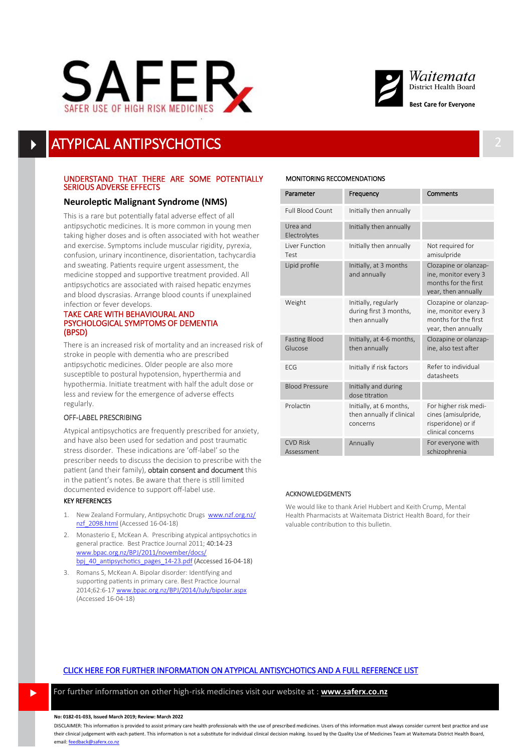# ATYPICAL ANTIPSYCHOTICS

## UNDERSTAND THAT THERE ARE SOME POTENTIALLY SERIOUS ADVERSE EFFECTS

### Neuroleptic Malignant Syndrome (NMS)

This is a rare but potentially fatal adverse effect of all antipsychotic medicines. It is more common in young men taking higher doses and is often associated with hot weather and exercise. Symptoms include muscular rigidity, pyrexia, confusion, urinary incontinence, disorientation, tachycardia and sweating. Patients require urgent assessment, the medicine stopped and supportive treatment provided. All antipsychotics are associated with raised hepatic enzymes and blood dyscrasias. Arrange blood counts if unexplained infection or fever develops.

## TAKE CARE WITH BEHAVIOURAL AND PSYCHOLOGICAL SYMPTOMS OF DEMENTIA (BPSD)

There is an increased risk of mortality and an increased risk of stroke in people with dementia who are prescribed antipsychotic medicines. Older people are also more susceptible to postural hypotension, hyperthermia and hypothermia. Initiate treatment with half the adult dose or less and review for the emergence of adverse effects regularly.

### OFF-LABEL PRESCRIBING

Atypical antipsychotics are frequently prescribed for anxiety, and have also been used for sedation and post traumatic stress disorder. These indications are 'off-label' so the prescriber needs to discuss the decision to prescribe with the patient (and their family), **obtain consent and document** this in the patient's notes. Be aware that there is still limited documented evidence to support off-label use.

### KEY REFERENCES

1. New Zealand Formulary, Antipsychotic Drugs www.nzf.org.nz/nzf_2098.html (Accessed 16-04-18)
2. Monasterio E, McKean A. Prescribing atypical antipsychotics in general practice. Best Practice Journal 2011; 40:14-23 www.bpac.org.nz/BPJ/2011/november/docs/bpj_40_antipsychotics_pages_14-23.pdf (Accessed 16-04-18)
3. Romans S, McKean A. Bipolar disorder: Identifying and supporting patients in primary care. Best Practice Journal 2014;62:6-17 www.bpac.org.nz/BPJ/2014/July/bipolar.aspx (Accessed 16-04-18)

### MONITORING RECCOMENDATIONS

| Parameter | Frequency | Comments |
|---|---|---|
| Full Blood Count | Initially then annually | |
| Urea and Electrolytes | Initially then annually | |
| Liver Function Test | Initially then annually | Not required for amisulpride |
| Lipid profile | Initially, at 3 months and annually | Clozapine or olanzapine, monitor every 3 months for the first year, then annually |
| Weight | Initially, regularly during first 3 months, then annually | Clozapine or olanzapine, monitor every 3 months for the first year, then annually |
| Fasting Blood Glucose | Initially, at 4-6 months, then annually | Clozapine or olanzapine, also test after |
| ECG | Initially if risk factors | Refer to individual datasheets |
| Blood Pressure | Initially and during dose titration | |
| Prolactin | Initially, at 6 months, then annually if clinical concerns | For higher risk medicines (amisulpride, risperidone) or if clinical concerns |
| CVD Risk Assessment | Annually | For everyone with schizophrenia |

### ACKNOWLEDGEMENTS

We would like to thank Ariel Hubbert and Keith Crump, Mental Health Pharmacists at Waitemata District Health Board, for their valuable contribution to this bulletin.

CLICK HERE FOR FURTHER INFORMATION ON ATYPICAL ANTISYCHOTICS AND A FULL REFERENCE LIST

For further information on other high-risk medicines visit our website at : **www.saferx.co.nz**

**No: 0182-01-033, Issued March 2019; Review: March 2022**

DISCLAIMER: This information is provided to assist primary care health professionals with the use of prescribed medicines. Users of this information must always consider current best practice and use their clinical judgement with each patient. This information is not a substitute for individual clinical decision making. Issued by the Quality Use of Medicines Team at Waitemata District Health Board, email: feedback@saferx.co.nz